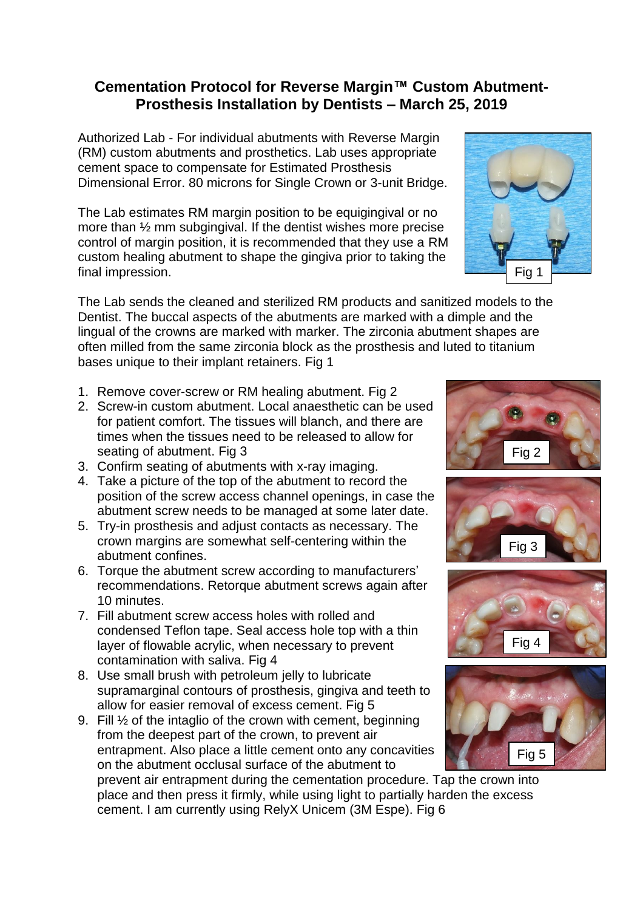# Cementation Protocol for Reverse Margin™ Custom Abutment-Prosthesis Installation by Dentists – March 25, 2019

Authorized Lab - For individual abutments with Reverse Margin (RM) custom abutments and prosthetics. Lab uses appropriate cement space to compensate for Estimated Prosthesis Dimensional Error. 80 microns for Single Crown or 3-unit Bridge.

The Lab estimates RM margin position to be equigingival or no more than ½ mm subgingival. If the dentist wishes more precise control of margin position, it is recommended that they use a RM custom healing abutment to shape the gingiva prior to taking the final impression.

Fig 1

The Lab sends the cleaned and sterilized RM products and sanitized models to the Dentist. The buccal aspects of the abutments are marked with a dimple and the lingual of the crowns are marked with marker. The zirconia abutment shapes are often milled from the same zirconia block as the prosthesis and luted to titanium bases unique to their implant retainers. Fig 1

1. Remove cover-screw or RM healing abutment. Fig 2
2. Screw-in custom abutment. Local anaesthetic can be used for patient comfort. The tissues will blanch, and there are times when the tissues need to be released to allow for seating of abutment. Fig 3
3. Confirm seating of abutments with x-ray imaging.
4. Take a picture of the top of the abutment to record the position of the screw access channel openings, in case the abutment screw needs to be managed at some later date.
5. Try-in prosthesis and adjust contacts as necessary. The crown margins are somewhat self-centering within the abutment confines.
6. Torque the abutment screw according to manufacturers' recommendations. Retorque abutment screws again after 10 minutes.
7. Fill abutment screw access holes with rolled and condensed Teflon tape. Seal access hole top with a thin layer of flowable acrylic, when necessary to prevent contamination with saliva. Fig 4
8. Use small brush with petroleum jelly to lubricate supramarginal contours of prosthesis, gingiva and teeth to allow for easier removal of excess cement. Fig 5
9. Fill ½ of the intaglio of the crown with cement, beginning from the deepest part of the crown, to prevent air entrapment. Also place a little cement onto any concavities on the abutment occlusal surface of the abutment to prevent air entrapment during the cementation procedure. Tap the crown into place and then press it firmly, while using light to partially harden the excess cement. I am currently using RelyX Unicem (3M Espe). Fig 6

Fig 2

Fig 3

Fig 4

Fig 5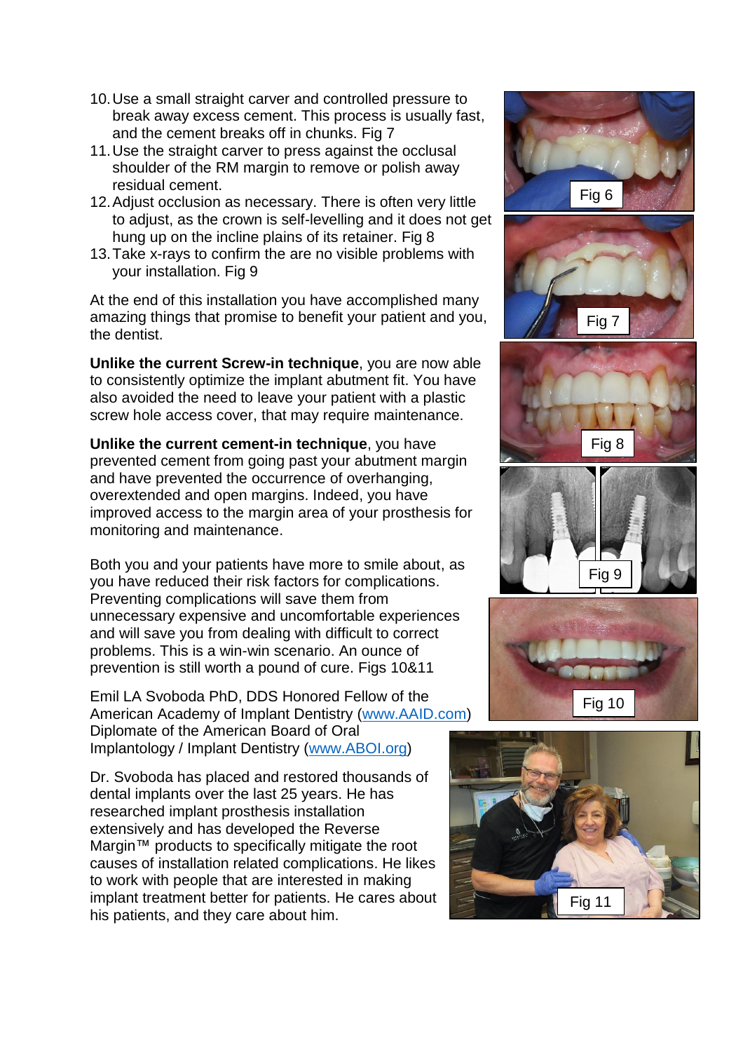10. Use a small straight carver and controlled pressure to break away excess cement. This process is usually fast, and the cement breaks off in chunks. Fig 7
11. Use the straight carver to press against the occlusal shoulder of the RM margin to remove or polish away residual cement.
12. Adjust occlusion as necessary. There is often very little to adjust, as the crown is self-levelling and it does not get hung up on the incline plains of its retainer. Fig 8
13. Take x-rays to confirm the are no visible problems with your installation. Fig 9

At the end of this installation you have accomplished many amazing things that promise to benefit your patient and you, the dentist.

**Unlike the current Screw-in technique**, you are now able to consistently optimize the implant abutment fit. You have also avoided the need to leave your patient with a plastic screw hole access cover, that may require maintenance.

**Unlike the current cement-in technique**, you have prevented cement from going past your abutment margin and have prevented the occurrence of overhanging, overextended and open margins. Indeed, you have improved access to the margin area of your prosthesis for monitoring and maintenance.

Both you and your patients have more to smile about, as you have reduced their risk factors for complications. Preventing complications will save them from unnecessary expensive and uncomfortable experiences and will save you from dealing with difficult to correct problems. This is a win-win scenario. An ounce of prevention is still worth a pound of cure. Figs 10&11

Emil LA Svoboda PhD, DDS Honored Fellow of the American Academy of Implant Dentistry (www.AAID.com) Diplomate of the American Board of Oral Implantology / Implant Dentistry (www.ABOI.org)

Dr. Svoboda has placed and restored thousands of dental implants over the last 25 years. He has researched implant prosthesis installation extensively and has developed the Reverse Margin™ products to specifically mitigate the root causes of installation related complications. He likes to work with people that are interested in making implant treatment better for patients. He cares about his patients, and they care about him.

Fig 6

Fig 7

Fig 8

Fig 9

Fig 10

Fig 11